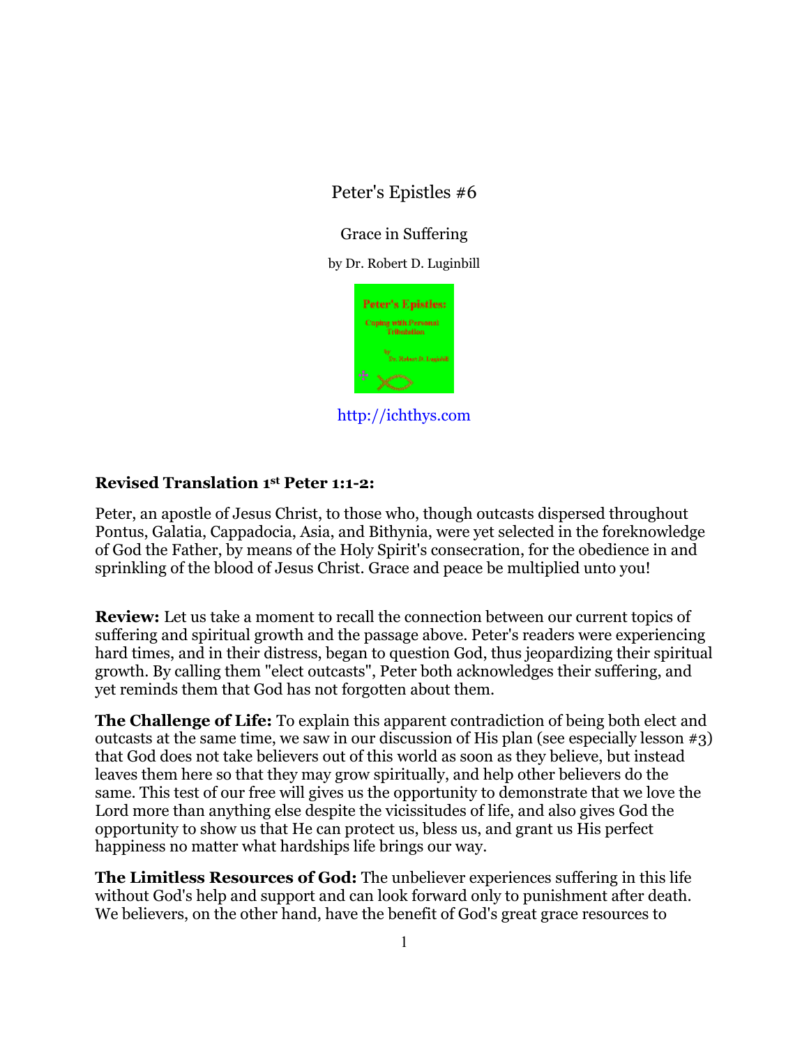# Peter's Epistles #6

## Grace in Suffering

by Dr. Robert D. Luginbill

http://ichthys.com

**Revised Translation 1st Peter 1:1-2:**

Peter, an apostle of Jesus Christ, to those who, though outcasts dispersed throughout Pontus, Galatia, Cappadocia, Asia, and Bithynia, were yet selected in the foreknowledge of God the Father, by means of the Holy Spirit's consecration, for the obedience in and sprinkling of the blood of Jesus Christ. Grace and peace be multiplied unto you!

**Review:** Let us take a moment to recall the connection between our current topics of suffering and spiritual growth and the passage above. Peter's readers were experiencing hard times, and in their distress, began to question God, thus jeopardizing their spiritual growth. By calling them "elect outcasts", Peter both acknowledges their suffering, and yet reminds them that God has not forgotten about them.

**The Challenge of Life:** To explain this apparent contradiction of being both elect and outcasts at the same time, we saw in our discussion of His plan (see especially lesson #3) that God does not take believers out of this world as soon as they believe, but instead leaves them here so that they may grow spiritually, and help other believers do the same. This test of our free will gives us the opportunity to demonstrate that we love the Lord more than anything else despite the vicissitudes of life, and also gives God the opportunity to show us that He can protect us, bless us, and grant us His perfect happiness no matter what hardships life brings our way.

**The Limitless Resources of God:** The unbeliever experiences suffering in this life without God's help and support and can look forward only to punishment after death. We believers, on the other hand, have the benefit of God's great grace resources to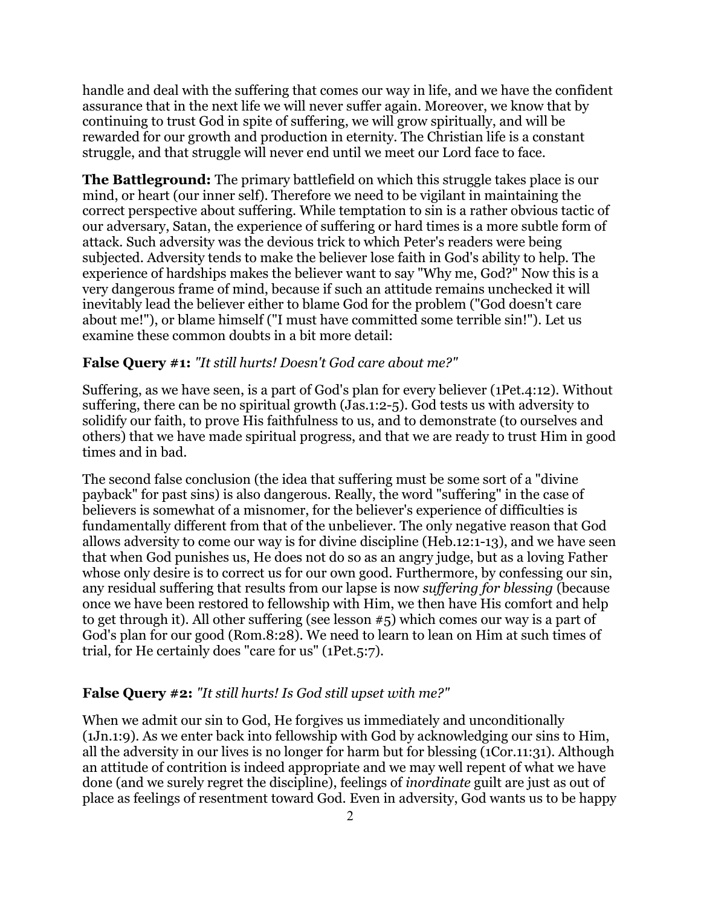handle and deal with the suffering that comes our way in life, and we have the confident assurance that in the next life we will never suffer again. Moreover, we know that by continuing to trust God in spite of suffering, we will grow spiritually, and will be rewarded for our growth and production in eternity. The Christian life is a constant struggle, and that struggle will never end until we meet our Lord face to face.

**The Battleground:** The primary battlefield on which this struggle takes place is our mind, or heart (our inner self). Therefore we need to be vigilant in maintaining the correct perspective about suffering. While temptation to sin is a rather obvious tactic of our adversary, Satan, the experience of suffering or hard times is a more subtle form of attack. Such adversity was the devious trick to which Peter's readers were being subjected. Adversity tends to make the believer lose faith in God's ability to help. The experience of hardships makes the believer want to say "Why me, God?" Now this is a very dangerous frame of mind, because if such an attitude remains unchecked it will inevitably lead the believer either to blame God for the problem ("God doesn't care about me!"), or blame himself ("I must have committed some terrible sin!"). Let us examine these common doubts in a bit more detail:

**False Query #1:** *"It still hurts! Doesn't God care about me?"*

Suffering, as we have seen, is a part of God's plan for every believer (1Pet.4:12). Without suffering, there can be no spiritual growth (Jas.1:2-5). God tests us with adversity to solidify our faith, to prove His faithfulness to us, and to demonstrate (to ourselves and others) that we have made spiritual progress, and that we are ready to trust Him in good times and in bad.

The second false conclusion (the idea that suffering must be some sort of a "divine payback" for past sins) is also dangerous. Really, the word "suffering" in the case of believers is somewhat of a misnomer, for the believer's experience of difficulties is fundamentally different from that of the unbeliever. The only negative reason that God allows adversity to come our way is for divine discipline (Heb.12:1-13), and we have seen that when God punishes us, He does not do so as an angry judge, but as a loving Father whose only desire is to correct us for our own good. Furthermore, by confessing our sin, any residual suffering that results from our lapse is now *suffering for blessing* (because once we have been restored to fellowship with Him, we then have His comfort and help to get through it). All other suffering (see lesson #5) which comes our way is a part of God's plan for our good (Rom.8:28). We need to learn to lean on Him at such times of trial, for He certainly does "care for us" (1Pet.5:7).

**False Query #2:** *"It still hurts! Is God still upset with me?"*

When we admit our sin to God, He forgives us immediately and unconditionally (1Jn.1:9). As we enter back into fellowship with God by acknowledging our sins to Him, all the adversity in our lives is no longer for harm but for blessing (1Cor.11:31). Although an attitude of contrition is indeed appropriate and we may well repent of what we have done (and we surely regret the discipline), feelings of *inordinate* guilt are just as out of place as feelings of resentment toward God. Even in adversity, God wants us to be happy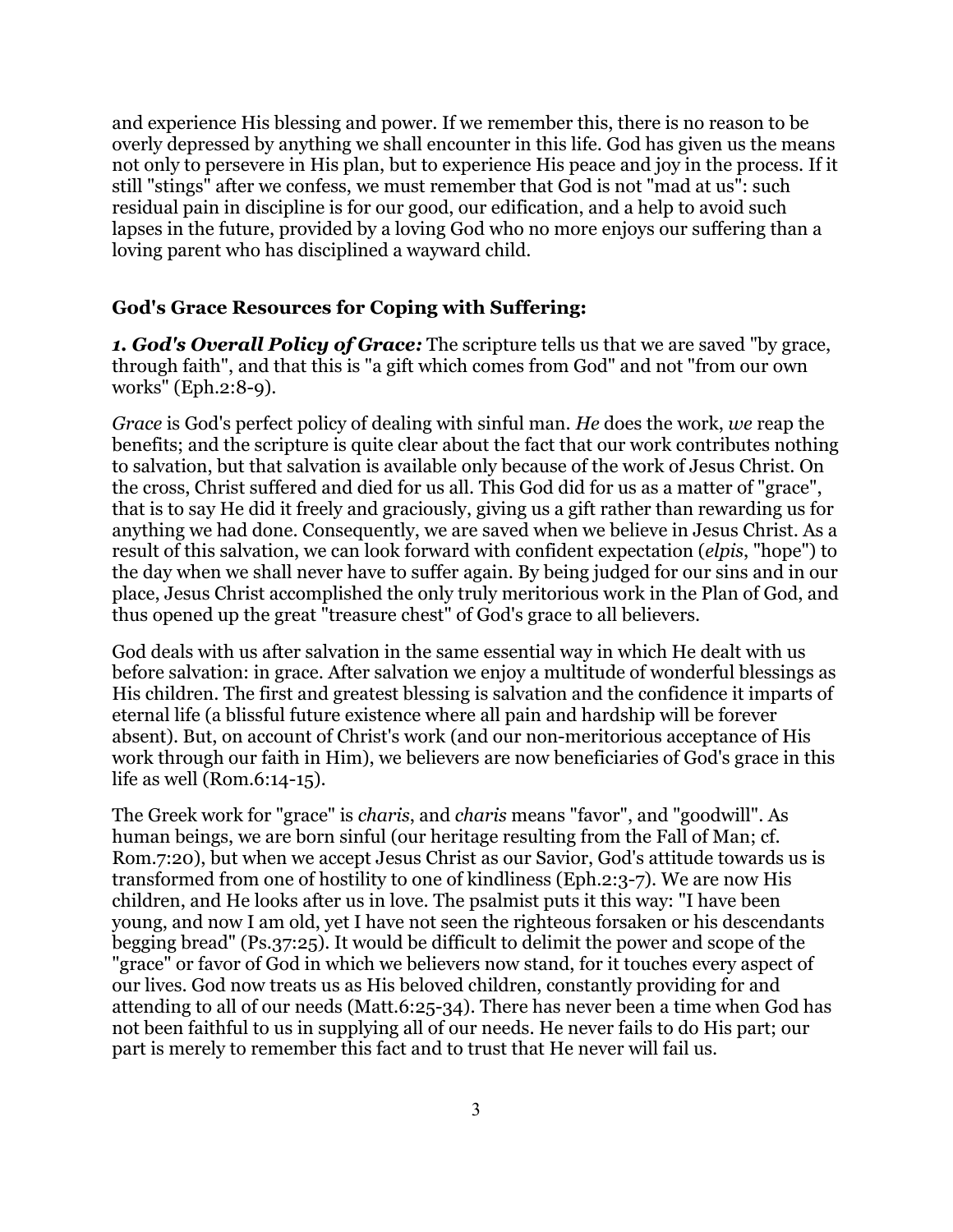and experience His blessing and power. If we remember this, there is no reason to be overly depressed by anything we shall encounter in this life. God has given us the means not only to persevere in His plan, but to experience His peace and joy in the process. If it still "stings" after we confess, we must remember that God is not "mad at us": such residual pain in discipline is for our good, our edification, and a help to avoid such lapses in the future, provided by a loving God who no more enjoys our suffering than a loving parent who has disciplined a wayward child.

### God's Grace Resources for Coping with Suffering:

***1. God's Overall Policy of Grace:*** The scripture tells us that we are saved "by grace, through faith", and that this is "a gift which comes from God" and not "from our own works" (Eph.2:8-9).

*Grace* is God's perfect policy of dealing with sinful man. *He* does the work, *we* reap the benefits; and the scripture is quite clear about the fact that our work contributes nothing to salvation, but that salvation is available only because of the work of Jesus Christ. On the cross, Christ suffered and died for us all. This God did for us as a matter of "grace", that is to say He did it freely and graciously, giving us a gift rather than rewarding us for anything we had done. Consequently, we are saved when we believe in Jesus Christ. As a result of this salvation, we can look forward with confident expectation (*elpis*, "hope") to the day when we shall never have to suffer again. By being judged for our sins and in our place, Jesus Christ accomplished the only truly meritorious work in the Plan of God, and thus opened up the great "treasure chest" of God's grace to all believers.

God deals with us after salvation in the same essential way in which He dealt with us before salvation: in grace. After salvation we enjoy a multitude of wonderful blessings as His children. The first and greatest blessing is salvation and the confidence it imparts of eternal life (a blissful future existence where all pain and hardship will be forever absent). But, on account of Christ's work (and our non-meritorious acceptance of His work through our faith in Him), we believers are now beneficiaries of God's grace in this life as well (Rom.6:14-15).

The Greek work for "grace" is *charis*, and *charis* means "favor", and "goodwill". As human beings, we are born sinful (our heritage resulting from the Fall of Man; cf. Rom.7:20), but when we accept Jesus Christ as our Savior, God's attitude towards us is transformed from one of hostility to one of kindliness (Eph.2:3-7). We are now His children, and He looks after us in love. The psalmist puts it this way: "I have been young, and now I am old, yet I have not seen the righteous forsaken or his descendants begging bread" (Ps.37:25). It would be difficult to delimit the power and scope of the "grace" or favor of God in which we believers now stand, for it touches every aspect of our lives. God now treats us as His beloved children, constantly providing for and attending to all of our needs (Matt.6:25-34). There has never been a time when God has not been faithful to us in supplying all of our needs. He never fails to do His part; our part is merely to remember this fact and to trust that He never will fail us.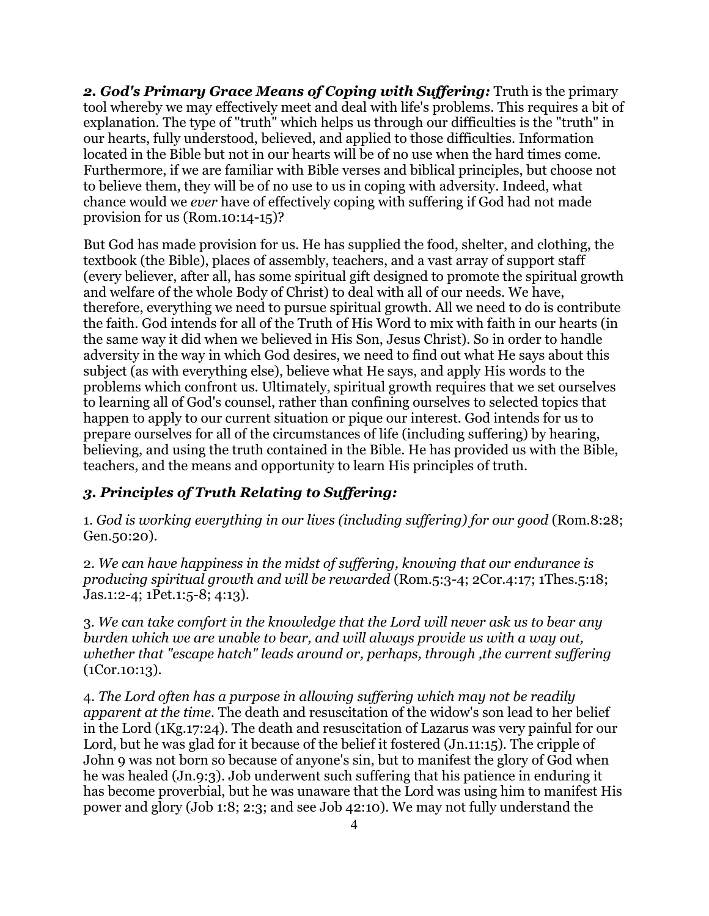***2. God's Primary Grace Means of Coping with Suffering:*** Truth is the primary tool whereby we may effectively meet and deal with life's problems. This requires a bit of explanation. The type of "truth" which helps us through our difficulties is the "truth" in our hearts, fully understood, believed, and applied to those difficulties. Information located in the Bible but not in our hearts will be of no use when the hard times come. Furthermore, if we are familiar with Bible verses and biblical principles, but choose not to believe them, they will be of no use to us in coping with adversity. Indeed, what chance would we *ever* have of effectively coping with suffering if God had not made provision for us (Rom.10:14-15)?

But God has made provision for us. He has supplied the food, shelter, and clothing, the textbook (the Bible), places of assembly, teachers, and a vast array of support staff (every believer, after all, has some spiritual gift designed to promote the spiritual growth and welfare of the whole Body of Christ) to deal with all of our needs. We have, therefore, everything we need to pursue spiritual growth. All we need to do is contribute the faith. God intends for all of the Truth of His Word to mix with faith in our hearts (in the same way it did when we believed in His Son, Jesus Christ). So in order to handle adversity in the way in which God desires, we need to find out what He says about this subject (as with everything else), believe what He says, and apply His words to the problems which confront us. Ultimately, spiritual growth requires that we set ourselves to learning all of God's counsel, rather than confining ourselves to selected topics that happen to apply to our current situation or pique our interest. God intends for us to prepare ourselves for all of the circumstances of life (including suffering) by hearing, believing, and using the truth contained in the Bible. He has provided us with the Bible, teachers, and the means and opportunity to learn His principles of truth.

### ***3. Principles of Truth Relating to Suffering:***

1. *God is working everything in our lives (including suffering) for our good* (Rom.8:28; Gen.50:20).

2. *We can have happiness in the midst of suffering, knowing that our endurance is producing spiritual growth and will be rewarded* (Rom.5:3-4; 2Cor.4:17; 1Thes.5:18; Jas.1:2-4; 1Pet.1:5-8; 4:13).

3. *We can take comfort in the knowledge that the Lord will never ask us to bear any burden which we are unable to bear, and will always provide us with a way out, whether that "escape hatch" leads around or, perhaps, through ,the current suffering* (1Cor.10:13).

4. *The Lord often has a purpose in allowing suffering which may not be readily apparent at the time.* The death and resuscitation of the widow's son lead to her belief in the Lord (1Kg.17:24). The death and resuscitation of Lazarus was very painful for our Lord, but he was glad for it because of the belief it fostered (Jn.11:15). The cripple of John 9 was not born so because of anyone's sin, but to manifest the glory of God when he was healed (Jn.9:3). Job underwent such suffering that his patience in enduring it has become proverbial, but he was unaware that the Lord was using him to manifest His power and glory (Job 1:8; 2:3; and see Job 42:10). We may not fully understand the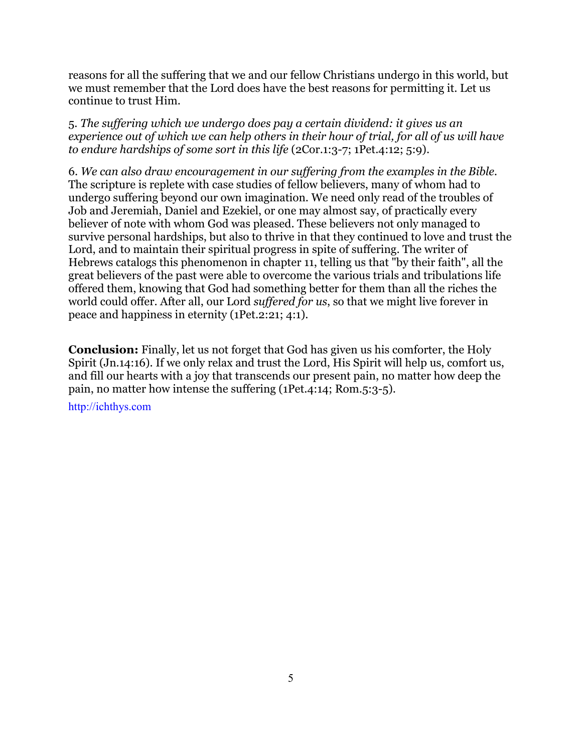reasons for all the suffering that we and our fellow Christians undergo in this world, but we must remember that the Lord does have the best reasons for permitting it. Let us continue to trust Him.

5. *The suffering which we undergo does pay a certain dividend: it gives us an experience out of which we can help others in their hour of trial, for all of us will have to endure hardships of some sort in this life* (2Cor.1:3-7; 1Pet.4:12; 5:9).

6. *We can also draw encouragement in our suffering from the examples in the Bible.* The scripture is replete with case studies of fellow believers, many of whom had to undergo suffering beyond our own imagination. We need only read of the troubles of Job and Jeremiah, Daniel and Ezekiel, or one may almost say, of practically every believer of note with whom God was pleased. These believers not only managed to survive personal hardships, but also to thrive in that they continued to love and trust the Lord, and to maintain their spiritual progress in spite of suffering. The writer of Hebrews catalogs this phenomenon in chapter 11, telling us that "by their faith", all the great believers of the past were able to overcome the various trials and tribulations life offered them, knowing that God had something better for them than all the riches the world could offer. After all, our Lord *suffered for us*, so that we might live forever in peace and happiness in eternity (1Pet.2:21; 4:1).

**Conclusion:** Finally, let us not forget that God has given us his comforter, the Holy Spirit (Jn.14:16). If we only relax and trust the Lord, His Spirit will help us, comfort us, and fill our hearts with a joy that transcends our present pain, no matter how deep the pain, no matter how intense the suffering (1Pet.4:14; Rom.5:3-5).

http://ichthys.com